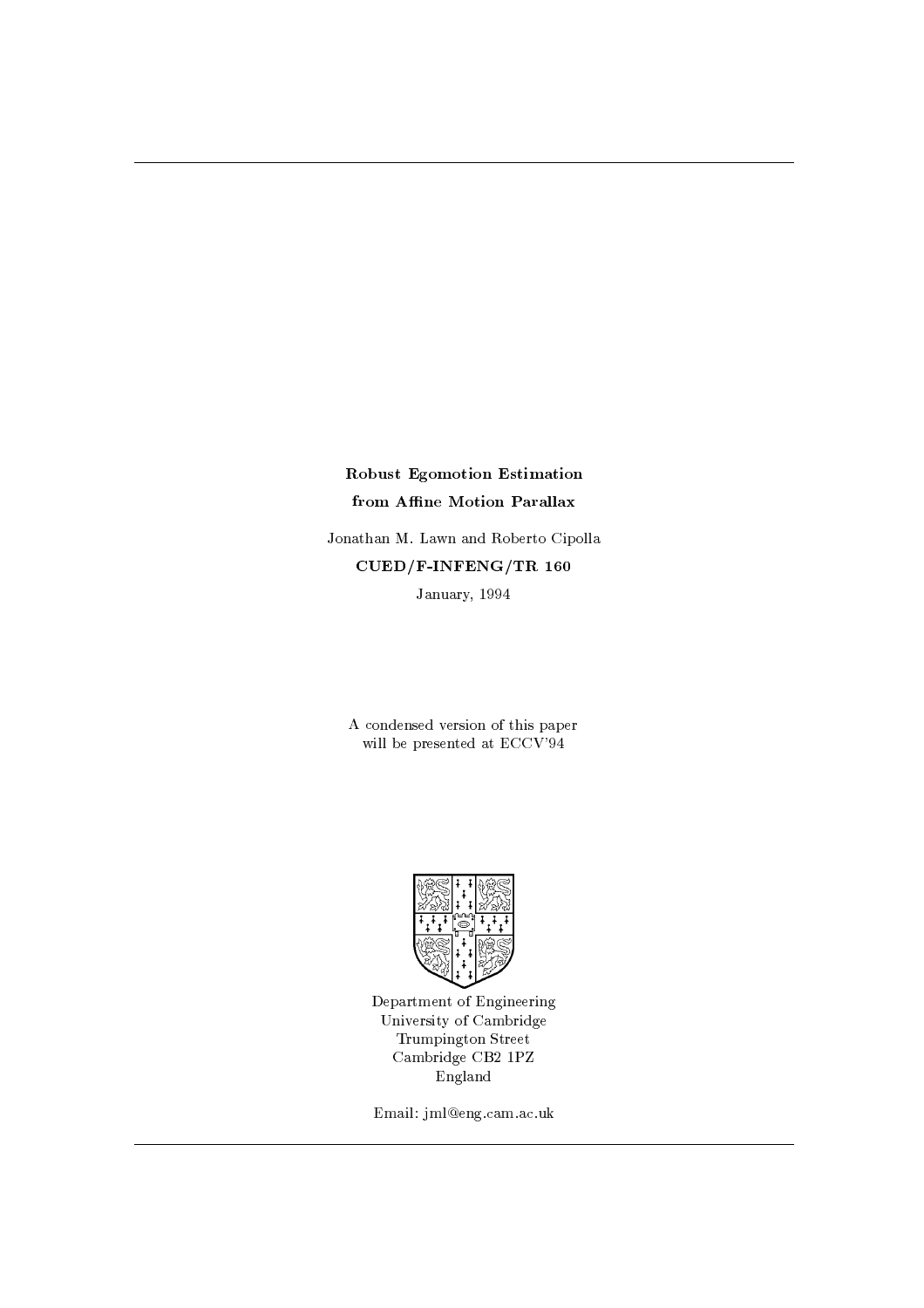# Robust Egomotion Estimation from Affine Motion Parallax

Jonathan M. Lawn and Roberto Cipolla

**CUED/F-INFENG/TR 160**

January, 1994

A condensed version of this paper will be presented at ECCV'94

Department of Engineering
University of Cambridge
Trumpington Street
Cambridge CB2 1PZ
England

Email: jml@eng.cam.ac.uk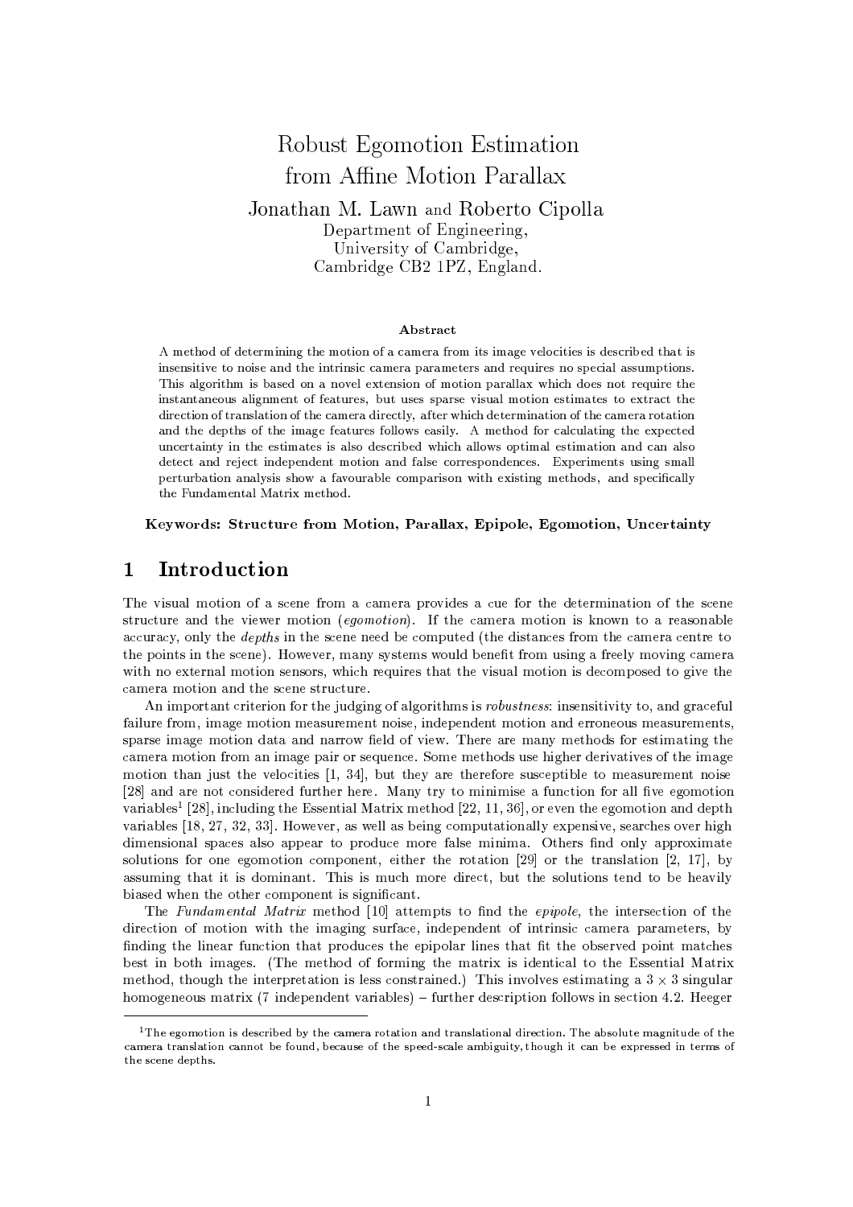# Robust Egomotion Estimation from Affine Motion Parallax

Jonathan M. Lawn and Roberto Cipolla

Department of Engineering,
University of Cambridge,
Cambridge CB2 1PZ, England.

### Abstract

A method of determining the motion of a camera from its image velocities is described that is insensitive to noise and the intrinsic camera parameters and requires no special assumptions. This algorithm is based on a novel extension of motion parallax which does not require the instantaneous alignment of features, but uses sparse visual motion estimates to extract the direction of translation of the camera directly, after which determination of the camera rotation and the depths of the image features follows easily. A method for calculating the expected uncertainty in the estimates is also described which allows optimal estimation and can also detect and reject independent motion and false correspondences. Experiments using small perturbation analysis show a favourable comparison with existing methods, and specifically the Fundamental Matrix method.

**Keywords: Structure from Motion, Parallax, Epipole, Egomotion, Uncertainty**

## 1 Introduction

The visual motion of a scene from a camera provides a cue for the determination of the scene structure and the viewer motion (*egomotion*). If the camera motion is known to a reasonable accuracy, only the *depths* in the scene need be computed (the distances from the camera centre to the points in the scene). However, many systems would benefit from using a freely moving camera with no external motion sensors, which requires that the visual motion is decomposed to give the camera motion and the scene structure.

An important criterion for the judging of algorithms is *robustness*: insensitivity to, and graceful failure from, image motion measurement noise, independent motion and erroneous measurements, sparse image motion data and narrow field of view. There are many methods for estimating the camera motion from an image pair or sequence. Some methods use higher derivatives of the image motion than just the velocities [1, 34], but they are therefore susceptible to measurement noise [28] and are not considered further here. Many try to minimise a function for all five egomotion variables[1] [28], including the Essential Matrix method [22, 11, 36], or even the egomotion and depth variables [18, 27, 32, 33]. However, as well as being computationally expensive, searches over high dimensional spaces also appear to produce more false minima. Others find only approximate solutions for one egomotion component, either the rotation [29] or the translation [2, 17], by assuming that it is dominant. This is much more direct, but the solutions tend to be heavily biased when the other component is significant.

The *Fundamental Matrix* method [10] attempts to find the *epipole*, the intersection of the direction of motion with the imaging surface, independent of intrinsic camera parameters, by finding the linear function that produces the epipolar lines that fit the observed point matches best in both images. (The method of forming the matrix is identical to the Essential Matrix method, though the interpretation is less constrained.) This involves estimating a $3 \times 3$ singular homogeneous matrix (7 independent variables) – further description follows in section 4.2. Heeger

[1] The egomotion is described by the camera rotation and translational direction. The absolute magnitude of the camera translation cannot be found, because of the speed-scale ambiguity, though it can be expressed in terms of the scene depths.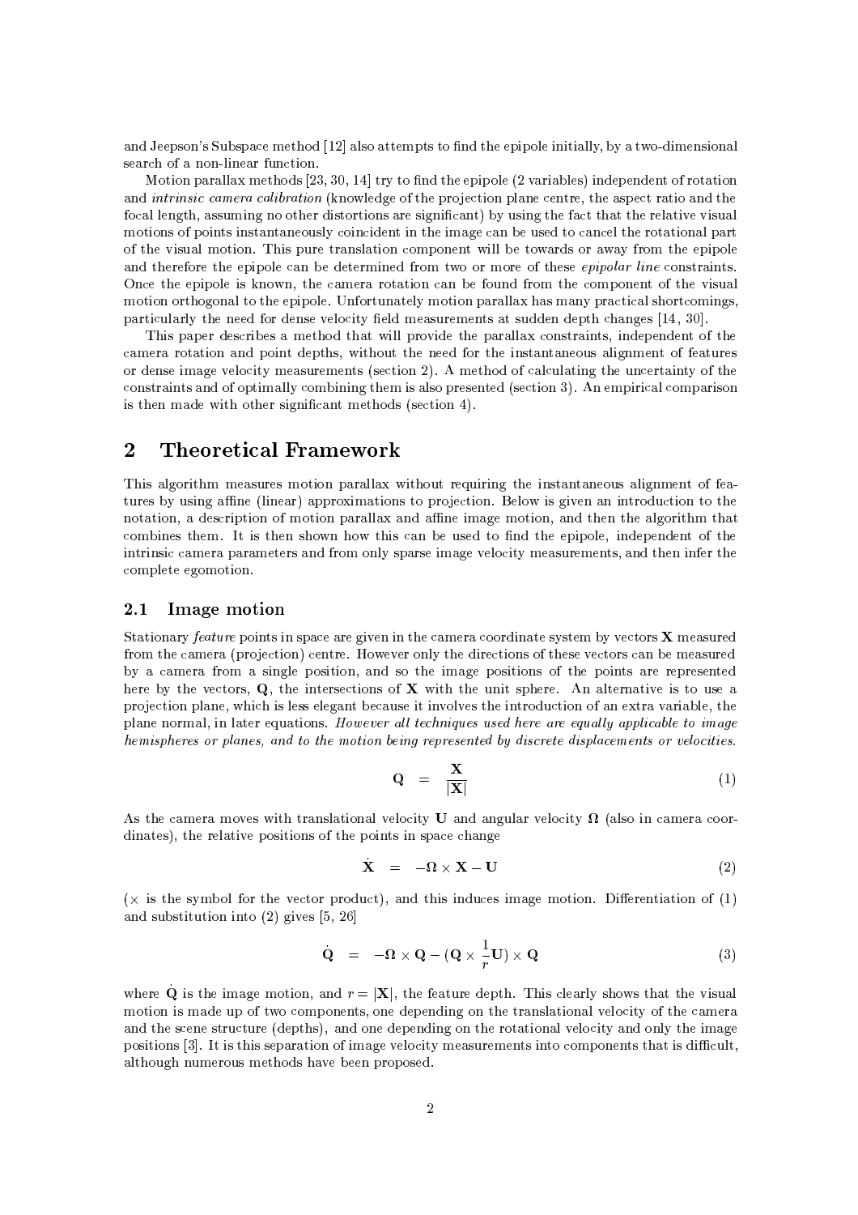and Jeepson's Subspace method [12] also attempts to find the epipole initially, by a two-dimensional search of a non-linear function.

Motion parallax methods [23, 30, 14] try to find the epipole (2 variables) independent of rotation and *intrinsic camera calibration* (knowledge of the projection plane centre, the aspect ratio and the focal length, assuming no other distortions are significant) by using the fact that the relative visual motions of points instantaneously coincident in the image can be used to cancel the rotational part of the visual motion. This pure translation component will be towards or away from the epipole and therefore the epipole can be determined from two or more of these *epipolar line* constraints. Once the epipole is known, the camera rotation can be found from the component of the visual motion orthogonal to the epipole. Unfortunately motion parallax has many practical shortcomings, particularly the need for dense velocity field measurements at sudden depth changes [14, 30].

This paper describes a method that will provide the parallax constraints, independent of the camera rotation and point depths, without the need for the instantaneous alignment of features or dense image velocity measurements (section 2). A method of calculating the uncertainty of the constraints and of optimally combining them is also presented (section 3). An empirical comparison is then made with other significant methods (section 4).

# 2 Theoretical Framework

This algorithm measures motion parallax without requiring the instantaneous alignment of features by using affine (linear) approximations to projection. Below is given an introduction to the notation, a description of motion parallax and affine image motion, and then the algorithm that combines them. It is then shown how this can be used to find the epipole, independent of the intrinsic camera parameters and from only sparse image velocity measurements, and then infer the complete egomotion.

## 2.1 Image motion

Stationary *feature* points in space are given in the camera coordinate system by vectors $\mathbf{X}$ measured from the camera (projection) centre. However only the directions of these vectors can be measured by a camera from a single position, and so the image positions of the points are represented here by the vectors, $\mathbf{Q}$, the intersections of $\mathbf{X}$ with the unit sphere. An alternative is to use a projection plane, which is less elegant because it involves the introduction of an extra variable, the plane normal, in later equations. *However all techniques used here are equally applicable to image hemispheres or planes, and to the motion being represented by discrete displacements or velocities.*

$$\mathbf{Q} = \frac{\mathbf{X}}{|\mathbf{X}|} \tag{1}$$

As the camera moves with translational velocity $\mathbf{U}$ and angular velocity $\mathbf{\Omega}$ (also in camera coordinates), the relative positions of the points in space change

$$\dot{\mathbf{X}} = -\mathbf{\Omega} \times \mathbf{X} - \mathbf{U} \tag{2}$$

($\times$ is the symbol for the vector product), and this induces image motion. Differentiation of (1) and substitution into (2) gives [5, 26]

$$\dot{\mathbf{Q}} = -\mathbf{\Omega} \times \mathbf{Q} - (\mathbf{Q} \times \frac{1}{r}\mathbf{U}) \times \mathbf{Q} \tag{3}$$

where $\dot{\mathbf{Q}}$ is the image motion, and $r = |\mathbf{X}|$, the feature depth. This clearly shows that the visual motion is made up of two components, one depending on the translational velocity of the camera and the scene structure (depths), and one depending on the rotational velocity and only the image positions [3]. It is this separation of image velocity measurements into components that is difficult, although numerous methods have been proposed.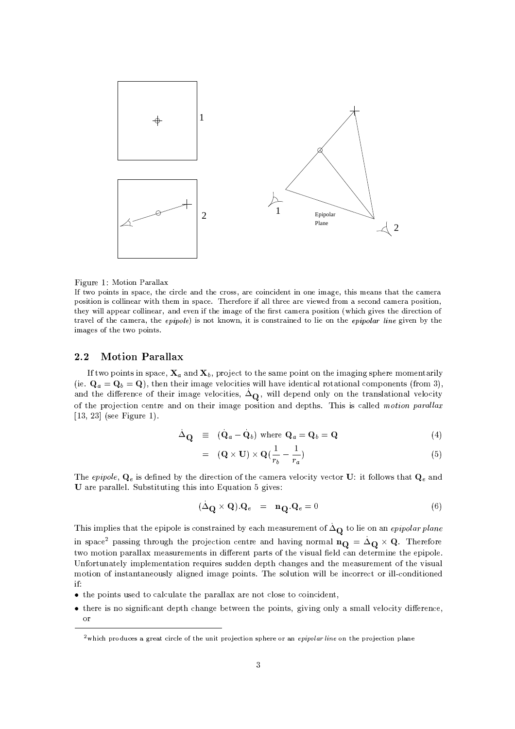Figure 1: Motion Parallax

If two points in space, the circle and the cross, are coincident in one image, this means that the camera position is collinear with them in space. Therefore if all three are viewed from a second camera position, they will appear collinear, and even if the image of the first camera position (which gives the direction of travel of the camera, the *epipole*) is not known, it is constrained to lie on the *epipolar line* given by the images of the two points.

## 2.2 Motion Parallax

If two points in space, $\mathbf{X}_a$ and $\mathbf{X}_b$, project to the same point on the imaging sphere momentarily (ie. $\mathbf{Q}_a = \mathbf{Q}_b = \mathbf{Q}$), then their image velocities will have identical rotational components (from 3), and the difference of their image velocities, $\dot{\Delta}_{\mathbf{Q}}$, will depend only on the translational velocity of the projection centre and on their image position and depths. This is called *motion parallax* [13, 23] (see Figure 1).

$$\dot{\Delta}_{\mathbf{Q}} \equiv (\dot{\mathbf{Q}}_a - \dot{\mathbf{Q}}_b) \text{ where } \mathbf{Q}_a = \mathbf{Q}_b = \mathbf{Q} \tag{4}$$

$$= (\mathbf{Q} \times \mathbf{U}) \times \mathbf{Q}(\frac{1}{r_b} - \frac{1}{r_a}) \tag{5}$$

The *epipole*, $\mathbf{Q}_e$ is defined by the direction of the camera velocity vector $\mathbf{U}$: it follows that $\mathbf{Q}_e$ and $\mathbf{U}$ are parallel. Substituting this into Equation 5 gives:

$$(\dot{\Delta}_{\mathbf{Q}} \times \mathbf{Q}).\mathbf{Q}_e = \mathbf{n}_{\mathbf{Q}}.\mathbf{Q}_e = 0 \tag{6}$$

This implies that the epipole is constrained by each measurement of $\dot{\Delta}_{\mathbf{Q}}$ to lie on an *epipolar plane* in space[2] passing through the projection centre and having normal $\mathbf{n}_{\mathbf{Q}} = \dot{\Delta}_{\mathbf{Q}} \times \mathbf{Q}$. Therefore two motion parallax measurements in different parts of the visual field can determine the epipole. Unfortunately implementation requires sudden depth changes and the measurement of the visual motion of instantaneously aligned image points. The solution will be incorrect or ill-conditioned if:

- the points used to calculate the parallax are not close to coincident,
- there is no significant depth change between the points, giving only a small velocity difference, or

[2] which produces a great circle of the unit projection sphere or an *epipolar line* on the projection plane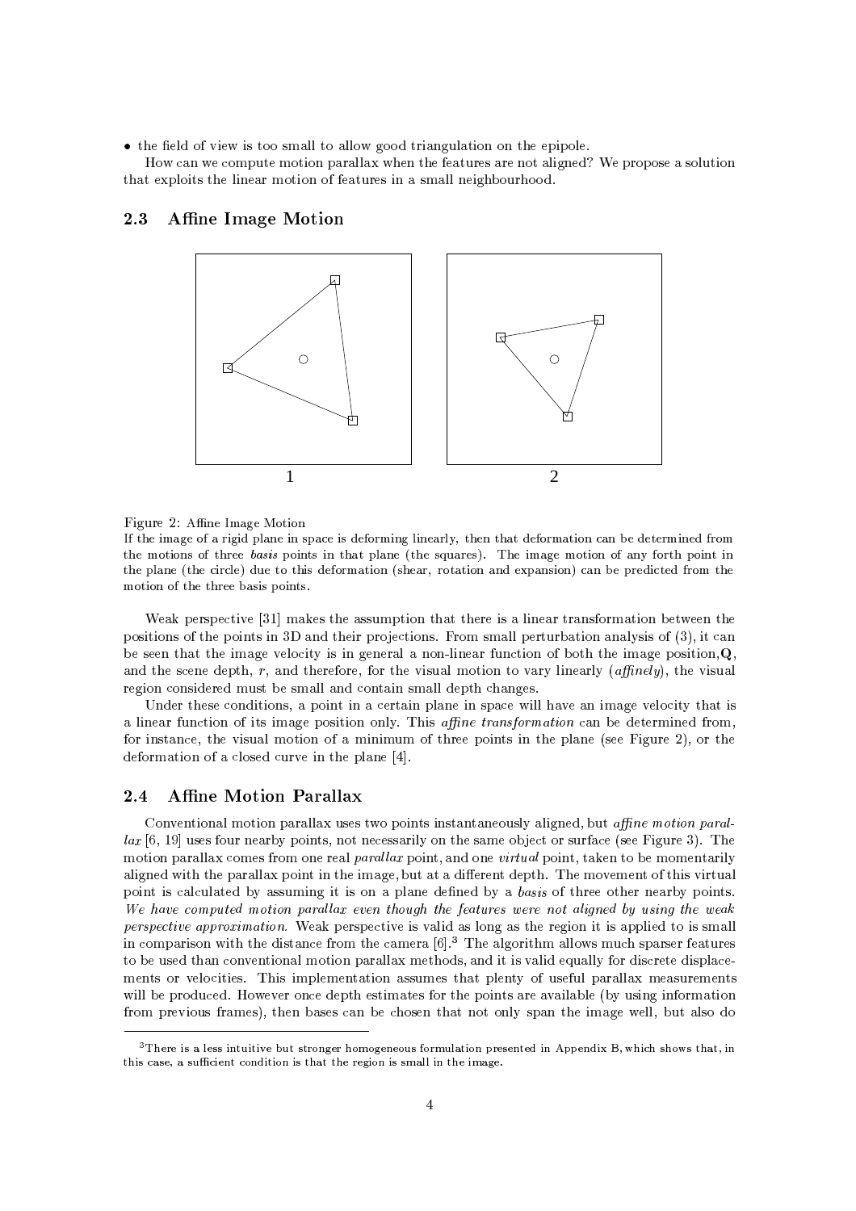- the field of view is too small to allow good triangulation on the epipole.

How can we compute motion parallax when the features are not aligned? We propose a solution that exploits the linear motion of features in a small neighbourhood.

## 2.3 Affine Image Motion

1 2

Figure 2: Affine Image Motion

If the image of a rigid plane in space is deforming linearly, then that deformation can be determined from the motions of three *basis* points in that plane (the squares). The image motion of any forth point in the plane (the circle) due to this deformation (shear, rotation and expansion) can be predicted from the motion of the three basis points.

Weak perspective [31] makes the assumption that there is a linear transformation between the positions of the points in 3D and their projections. From small perturbation analysis of (3), it can be seen that the image velocity is in general a non-linear function of both the image position, $\mathbf{Q}$, and the scene depth, $r$, and therefore, for the visual motion to vary linearly (*affinely*), the visual region considered must be small and contain small depth changes.

Under these conditions, a point in a certain plane in space will have an image velocity that is a linear function of its image position only. This *affine transformation* can be determined from, for instance, the visual motion of a minimum of three points in the plane (see Figure 2), or the deformation of a closed curve in the plane [4].

## 2.4 Affine Motion Parallax

Conventional motion parallax uses two points instantaneously aligned, but *affine motion parallax* [6, 19] uses four nearby points, not necessarily on the same object or surface (see Figure 3). The motion parallax comes from one real *parallax* point, and one *virtual* point, taken to be momentarily aligned with the parallax point in the image, but at a different depth. The movement of this virtual point is calculated by assuming it is on a plane defined by a *basis* of three other nearby points. *We have computed motion parallax even though the features were not aligned by using the weak perspective approximation.* Weak perspective is valid as long as the region it is applied to is small in comparison with the distance from the camera [6].[3] The algorithm allows much sparser features to be used than conventional motion parallax methods, and it is valid equally for discrete displacements or velocities. This implementation assumes that plenty of useful parallax measurements will be produced. However once depth estimates for the points are available (by using information from previous frames), then bases can be chosen that not only span the image well, but also do

[3] There is a less intuitive but stronger homogeneous formulation presented in Appendix B, which shows that, in this case, a sufficient condition is that the region is small in the image.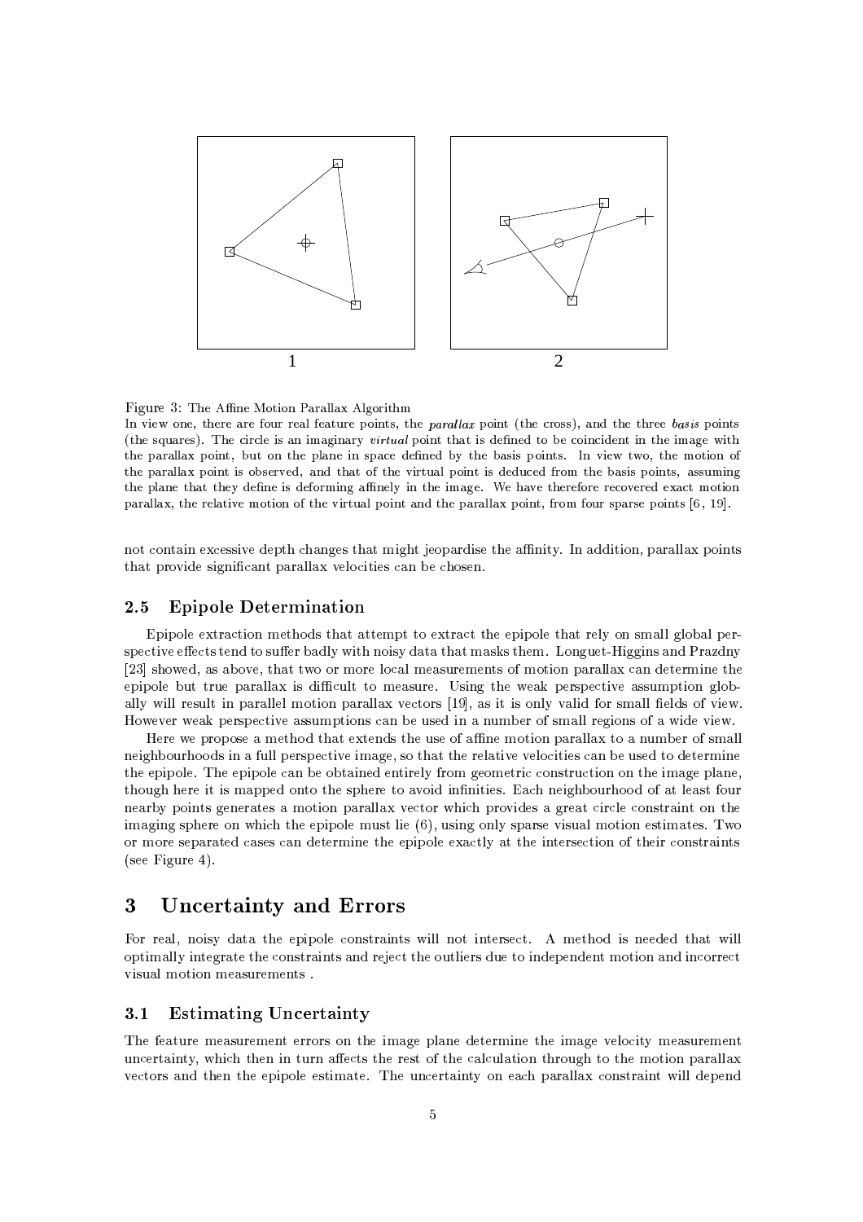Figure 3: The Affine Motion Parallax Algorithm

In view one, there are four real feature points, the *parallax* point (the cross), and the three *basis* points (the squares). The circle is an imaginary *virtual* point that is defined to be coincident in the image with the parallax point, but on the plane in space defined by the basis points. In view two, the motion of the parallax point is observed, and that of the virtual point is deduced from the basis points, assuming the plane that they define is deforming affinely in the image. We have therefore recovered exact motion parallax, the relative motion of the virtual point and the parallax point, from four sparse points [6, 19].

not contain excessive depth changes that might jeopardise the affinity. In addition, parallax points that provide significant parallax velocities can be chosen.

### 2.5 Epipole Determination

Epipole extraction methods that attempt to extract the epipole that rely on small global perspective effects tend to suffer badly with noisy data that masks them. Longuet-Higgins and Prazdny [23] showed, as above, that two or more local measurements of motion parallax can determine the epipole but true parallax is difficult to measure. Using the weak perspective assumption globally will result in parallel motion parallax vectors [19], as it is only valid for small fields of view. However weak perspective assumptions can be used in a number of small regions of a wide view.

Here we propose a method that extends the use of affine motion parallax to a number of small neighbourhoods in a full perspective image, so that the relative velocities can be used to determine the epipole. The epipole can be obtained entirely from geometric construction on the image plane, though here it is mapped onto the sphere to avoid infinities. Each neighbourhood of at least four nearby points generates a motion parallax vector which provides a great circle constraint on the imaging sphere on which the epipole must lie (6), using only sparse visual motion estimates. Two or more separated cases can determine the epipole exactly at the intersection of their constraints (see Figure 4).

## 3 Uncertainty and Errors

For real, noisy data the epipole constraints will not intersect. A method is needed that will optimally integrate the constraints and reject the outliers due to independent motion and incorrect visual motion measurements .

### 3.1 Estimating Uncertainty

The feature measurement errors on the image plane determine the image velocity measurement uncertainty, which then in turn affects the rest of the calculation through to the motion parallax vectors and then the epipole estimate. The uncertainty on each parallax constraint will depend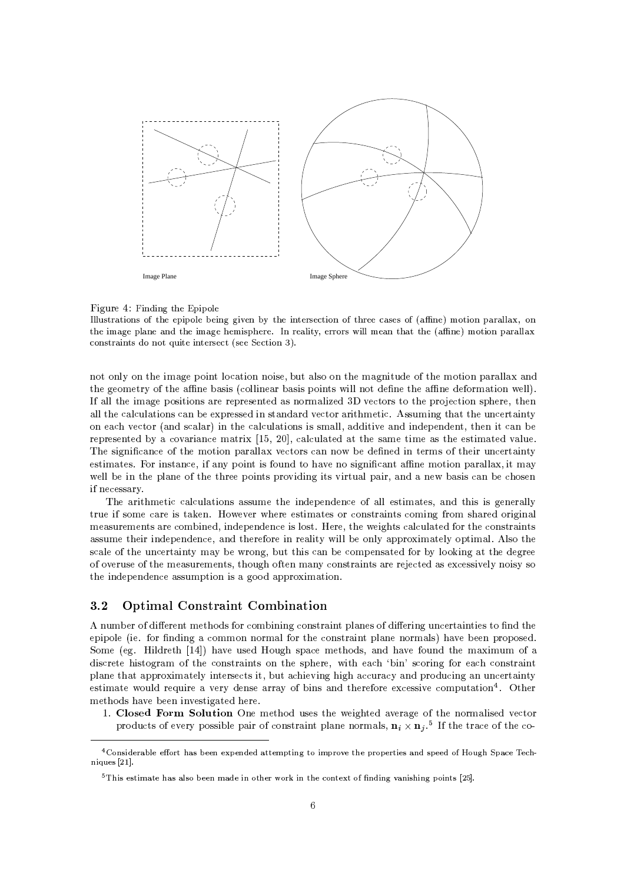Image Plane

Image Sphere

Figure 4: Finding the Epipole
Illustrations of the epipole being given by the intersection of three cases of (affine) motion parallax, on the image plane and the image hemisphere. In reality, errors will mean that the (affine) motion parallax constraints do not quite intersect (see Section 3).

not only on the image point location noise, but also on the magnitude of the motion parallax and the geometry of the affine basis (collinear basis points will not define the affine deformation well). If all the image positions are represented as normalized 3D vectors to the projection sphere, then all the calculations can be expressed in standard vector arithmetic. Assuming that the uncertainty on each vector (and scalar) in the calculations is small, additive and independent, then it can be represented by a covariance matrix [15, 20], calculated at the same time as the estimated value. The significance of the motion parallax vectors can now be defined in terms of their uncertainty estimates. For instance, if any point is found to have no significant affine motion parallax, it may well be in the plane of the three points providing its virtual pair, and a new basis can be chosen if necessary.

The arithmetic calculations assume the independence of all estimates, and this is generally true if some care is taken. However where estimates or constraints coming from shared original measurements are combined, independence is lost. Here, the weights calculated for the constraints assume their independence, and therefore in reality will be only approximately optimal. Also the scale of the uncertainty may be wrong, but this can be compensated for by looking at the degree of overuse of the measurements, though often many constraints are rejected as excessively noisy so the independence assumption is a good approximation.

### 3.2 Optimal Constraint Combination

A number of different methods for combining constraint planes of differing uncertainties to find the epipole (ie. for finding a common normal for the constraint plane normals) have been proposed. Some (eg. Hildreth [14]) have used Hough space methods, and have found the maximum of a discrete histogram of the constraints on the sphere, with each 'bin' scoring for each constraint plane that approximately intersects it, but achieving high accuracy and producing an uncertainty estimate would require a very dense array of bins and therefore excessive computation[4]. Other methods have been investigated here.

1. **Closed Form Solution** One method uses the weighted average of the normalised vector products of every possible pair of constraint plane normals, $\mathbf{n}_i \times \mathbf{n}_j$.[5] If the trace of the co-

[4] Considerable effort has been expended attempting to improve the properties and speed of Hough Space Techniques [21].

[5] This estimate has also been made in other work in the context of finding vanishing points [25].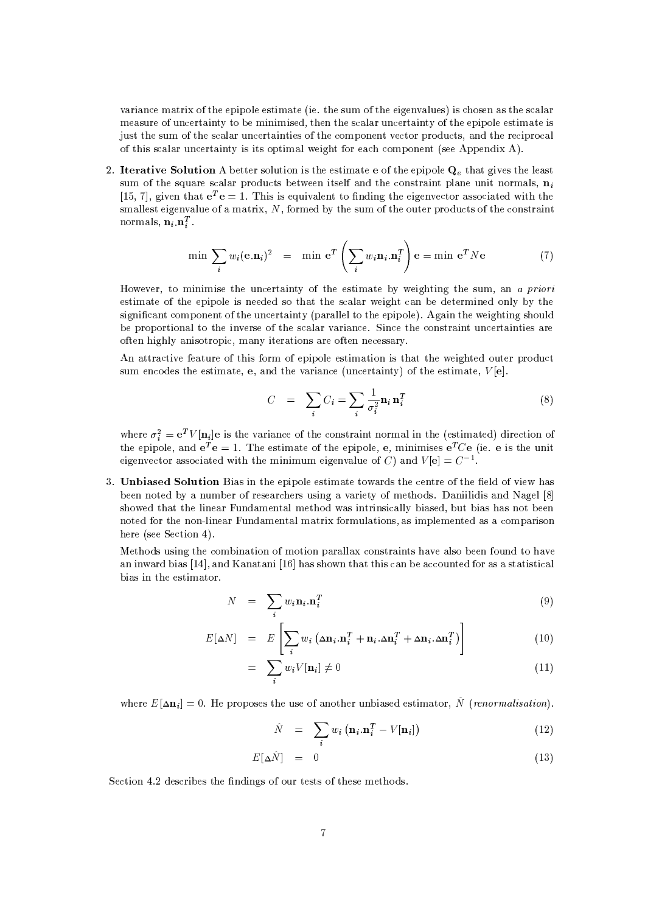variance matrix of the epipole estimate (ie. the sum of the eigenvalues) is chosen as the scalar measure of uncertainty to be minimised, then the scalar uncertainty of the epipole estimate is just the sum of the scalar uncertainties of the component vector products, and the reciprocal of this scalar uncertainty is its optimal weight for each component (see Appendix A).

2. **Iterative Solution** A better solution is the estimate $\mathbf{e}$ of the epipole $\mathbf{Q}_e$ that gives the least sum of the square scalar products between itself and the constraint plane unit normals, $\mathbf{n}_i$ [15, 7], given that $\mathbf{e}^T\mathbf{e} = 1$. This is equivalent to finding the eigenvector associated with the smallest eigenvalue of a matrix, $N$, formed by the sum of the outer products of the constraint normals, $\mathbf{n}_i.\mathbf{n}_i^T$.

$$\min \sum_i w_i(\mathbf{e}.\mathbf{n}_i)^2 \quad = \quad \min \ \mathbf{e}^T \left( \sum_i w_i \mathbf{n}_i.\mathbf{n}_i^T \right) \mathbf{e} = \min \ \mathbf{e}^T N \mathbf{e} \tag{7}$$

However, to minimise the uncertainty of the estimate by weighting the sum, an *a priori* estimate of the epipole is needed so that the scalar weight can be determined only by the significant component of the uncertainty (parallel to the epipole). Again the weighting should be proportional to the inverse of the scalar variance. Since the constraint uncertainties are often highly anisotropic, many iterations are often necessary.

An attractive feature of this form of epipole estimation is that the weighted outer product sum encodes the estimate, $\mathbf{e}$, and the variance (uncertainty) of the estimate, $V[\mathbf{e}]$.

$$C \quad = \quad \sum_i C_i = \sum_i \frac{1}{\sigma_i^2} \mathbf{n}_i \, \mathbf{n}_i^T \tag{8}$$

where $\sigma_i^2 = \mathbf{e}^T V[\mathbf{n}_i]\mathbf{e}$ is the variance of the constraint normal in the (estimated) direction of the epipole, and $\mathbf{e}^T\mathbf{e} = 1$. The estimate of the epipole, $\mathbf{e}$, minimises $\mathbf{e}^T C \mathbf{e}$ (ie. $\mathbf{e}$ is the unit eigenvector associated with the minimum eigenvalue of $C$) and $V[\mathbf{e}] = C^{-1}$.

3. **Unbiased Solution** Bias in the epipole estimate towards the centre of the field of view has been noted by a number of researchers using a variety of methods. Daniilidis and Nagel [8] showed that the linear Fundamental method was intrinsically biased, but bias has not been noted for the non-linear Fundamental matrix formulations, as implemented as a comparison here (see Section 4).

Methods using the combination of motion parallax constraints have also been found to have an inward bias [14], and Kanatani [16] has shown that this can be accounted for as a statistical bias in the estimator.

$$N \quad = \quad \sum_i w_i \mathbf{n}_i.\mathbf{n}_i^T \tag{9}$$

$$E[\Delta N] \quad = \quad E\left[ \sum_i w_i \left( \Delta\mathbf{n}_i.\mathbf{n}_i^T + \mathbf{n}_i.\Delta\mathbf{n}_i^T + \Delta\mathbf{n}_i.\Delta\mathbf{n}_i^T \right) \right] \tag{10}$$

$$\quad = \quad \sum_i w_i V[\mathbf{n}_i] \neq 0 \tag{11}$$

where $E[\Delta\mathbf{n}_i] = 0$. He proposes the use of another unbiased estimator, $\hat{N}$ (*renormalisation*).

$$\hat{N} \quad = \quad \sum_i w_i \left( \mathbf{n}_i.\mathbf{n}_i^T - V[\mathbf{n}_i] \right) \tag{12}$$

$$E[\Delta\hat{N}] \quad = \quad 0 \tag{13}$$

Section 4.2 describes the findings of our tests of these methods.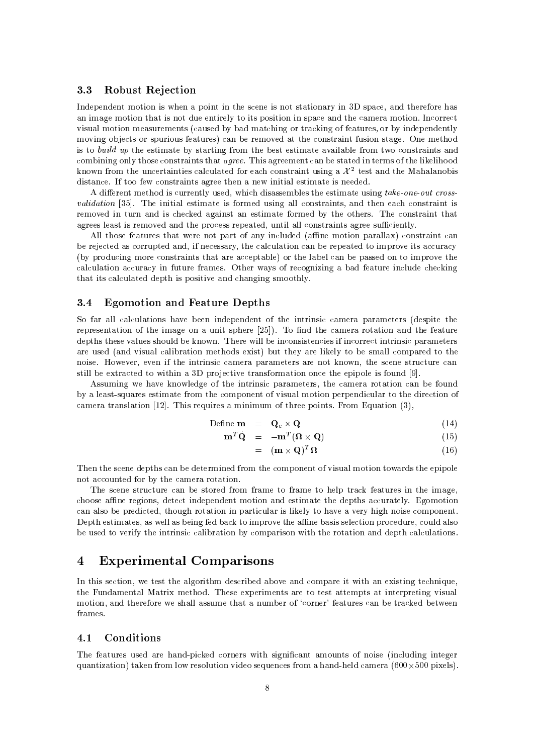### 3.3 Robust Rejection

Independent motion is when a point in the scene is not stationary in 3D space, and therefore has an image motion that is not due entirely to its position in space and the camera motion. Incorrect visual motion measurements (caused by bad matching or tracking of features, or by independently moving objects or spurious features) can be removed at the constraint fusion stage. One method is to *build up* the estimate by starting from the best estimate available from two constraints and combining only those constraints that *agree*. This agreement can be stated in terms of the likelihood known from the uncertainties calculated for each constraint using a $\mathcal{X}^2$ test and the Mahalanobis distance. If too few constraints agree then a new initial estimate is needed.

A different method is currently used, which disassembles the estimate using *take-one-out cross-validation* [35]. The initial estimate is formed using all constraints, and then each constraint is removed in turn and is checked against an estimate formed by the others. The constraint that agrees least is removed and the process repeated, until all constraints agree sufficiently.

All those features that were not part of any included (affine motion parallax) constraint can be rejected as corrupted and, if necessary, the calculation can be repeated to improve its accuracy (by producing more constraints that are acceptable) or the label can be passed on to improve the calculation accuracy in future frames. Other ways of recognizing a bad feature include checking that its calculated depth is positive and changing smoothly.

### 3.4 Egomotion and Feature Depths

So far all calculations have been independent of the intrinsic camera parameters (despite the representation of the image on a unit sphere [25]). To find the camera rotation and the feature depths these values should be known. There will be inconsistencies if incorrect intrinsic parameters are used (and visual calibration methods exist) but they are likely to be small compared to the noise. However, even if the intrinsic camera parameters are not known, the scene structure can still be extracted to within a 3D projective transformation once the epipole is found [9].

Assuming we have knowledge of the intrinsic parameters, the camera rotation can be found by a least-squares estimate from the component of visual motion perpendicular to the direction of camera translation [12]. This requires a minimum of three points. From Equation (3),

$$\text{Define } \mathbf{m} = \mathbf{Q}_e \times \mathbf{Q} \tag{14}$$

$$\mathbf{m}^T \dot{\mathbf{Q}} = -\mathbf{m}^T(\mathbf{\Omega} \times \mathbf{Q}) \tag{15}$$

$$= (\mathbf{m} \times \mathbf{Q})^T \mathbf{\Omega} \tag{16}$$

Then the scene depths can be determined from the component of visual motion towards the epipole not accounted for by the camera rotation.

The scene structure can be stored from frame to frame to help track features in the image, choose affine regions, detect independent motion and estimate the depths accurately. Egomotion can also be predicted, though rotation in particular is likely to have a very high noise component. Depth estimates, as well as being fed back to improve the affine basis selection procedure, could also be used to verify the intrinsic calibration by comparison with the rotation and depth calculations.

## 4 Experimental Comparisons

In this section, we test the algorithm described above and compare it with an existing technique, the Fundamental Matrix method. These experiments are to test attempts at interpreting visual motion, and therefore we shall assume that a number of 'corner' features can be tracked between frames.

### 4.1 Conditions

The features used are hand-picked corners with significant amounts of noise (including integer quantization) taken from low resolution video sequences from a hand-held camera ($600 \times 500$ pixels).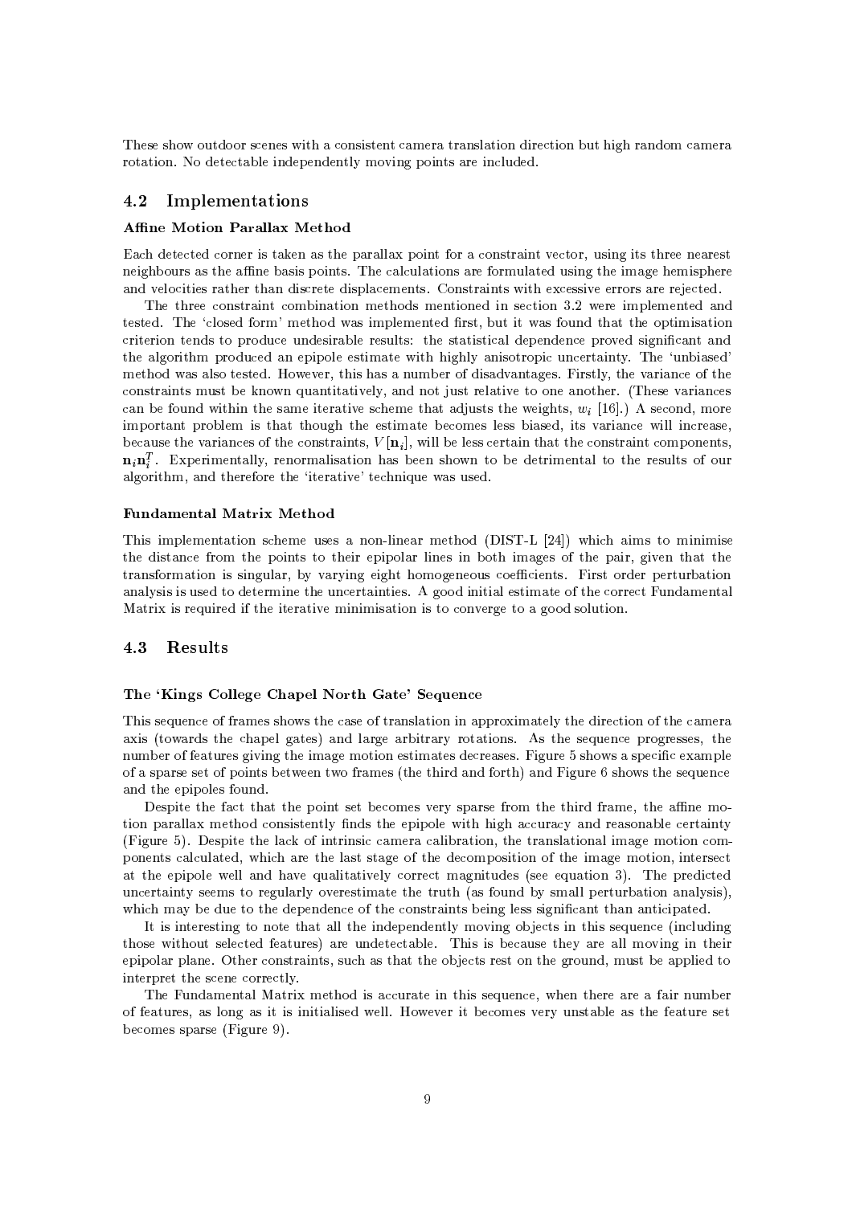These show outdoor scenes with a consistent camera translation direction but high random camera rotation. No detectable independently moving points are included.

## 4.2 Implementations

### Affine Motion Parallax Method

Each detected corner is taken as the parallax point for a constraint vector, using its three nearest neighbours as the affine basis points. The calculations are formulated using the image hemisphere and velocities rather than discrete displacements. Constraints with excessive errors are rejected.

The three constraint combination methods mentioned in section 3.2 were implemented and tested. The 'closed form' method was implemented first, but it was found that the optimisation criterion tends to produce undesirable results: the statistical dependence proved significant and the algorithm produced an epipole estimate with highly anisotropic uncertainty. The 'unbiased' method was also tested. However, this has a number of disadvantages. Firstly, the variance of the constraints must be known quantitatively, and not just relative to one another. (These variances can be found within the same iterative scheme that adjusts the weights, $w_i$ [16].) A second, more important problem is that though the estimate becomes less biased, its variance will increase, because the variances of the constraints, $V[\mathbf{n}_i]$, will be less certain that the constraint components, $\mathbf{n}_i\mathbf{n}_i^T$. Experimentally, renormalisation has been shown to be detrimental to the results of our algorithm, and therefore the 'iterative' technique was used.

### Fundamental Matrix Method

This implementation scheme uses a non-linear method (DIST-L [24]) which aims to minimise the distance from the points to their epipolar lines in both images of the pair, given that the transformation is singular, by varying eight homogeneous coefficients. First order perturbation analysis is used to determine the uncertainties. A good initial estimate of the correct Fundamental Matrix is required if the iterative minimisation is to converge to a good solution.

## 4.3 Results

### The 'Kings College Chapel North Gate' Sequence

This sequence of frames shows the case of translation in approximately the direction of the camera axis (towards the chapel gates) and large arbitrary rotations. As the sequence progresses, the number of features giving the image motion estimates decreases. Figure 5 shows a specific example of a sparse set of points between two frames (the third and forth) and Figure 6 shows the sequence and the epipoles found.

Despite the fact that the point set becomes very sparse from the third frame, the affine motion parallax method consistently finds the epipole with high accuracy and reasonable certainty (Figure 5). Despite the lack of intrinsic camera calibration, the translational image motion components calculated, which are the last stage of the decomposition of the image motion, intersect at the epipole well and have qualitatively correct magnitudes (see equation 3). The predicted uncertainty seems to regularly overestimate the truth (as found by small perturbation analysis), which may be due to the dependence of the constraints being less significant than anticipated.

It is interesting to note that all the independently moving objects in this sequence (including those without selected features) are undetectable. This is because they are all moving in their epipolar plane. Other constraints, such as that the objects rest on the ground, must be applied to interpret the scene correctly.

The Fundamental Matrix method is accurate in this sequence, when there are a fair number of features, as long as it is initialised well. However it becomes very unstable as the feature set becomes sparse (Figure 9).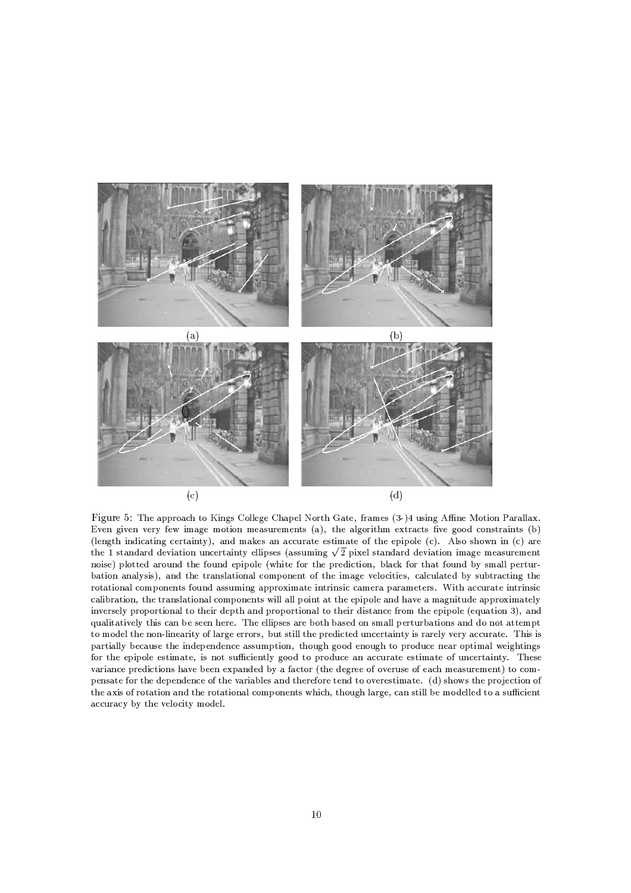(a)

(b)

(c)

(d)

Figure 5: The approach to Kings College Chapel North Gate, frames (3-)4 using Affine Motion Parallax. Even given very few image motion measurements (a), the algorithm extracts five good constraints (b) (length indicating certainty), and makes an accurate estimate of the epipole (c). Also shown in (c) are the 1 standard deviation uncertainty ellipses (assuming $\sqrt{2}$ pixel standard deviation image measurement noise) plotted around the found epipole (white for the prediction, black for that found by small perturbation analysis), and the translational component of the image velocities, calculated by subtracting the rotational components found assuming approximate intrinsic camera parameters. With accurate intrinsic calibration, the translational components will all point at the epipole and have a magnitude approximately inversely proportional to their depth and proportional to their distance from the epipole (equation 3), and qualitatively this can be seen here. The ellipses are both based on small perturbations and do not attempt to model the non-linearity of large errors, but still the predicted uncertainty is rarely very accurate. This is partially because the independence assumption, though good enough to produce near optimal weightings for the epipole estimate, is not sufficiently good to produce an accurate estimate of uncertainty. These variance predictions have been expanded by a factor (the degree of overuse of each measurement) to compensate for the dependence of the variables and therefore tend to overestimate. (d) shows the projection of the axis of rotation and the rotational components which, though large, can still be modelled to a sufficient accuracy by the velocity model.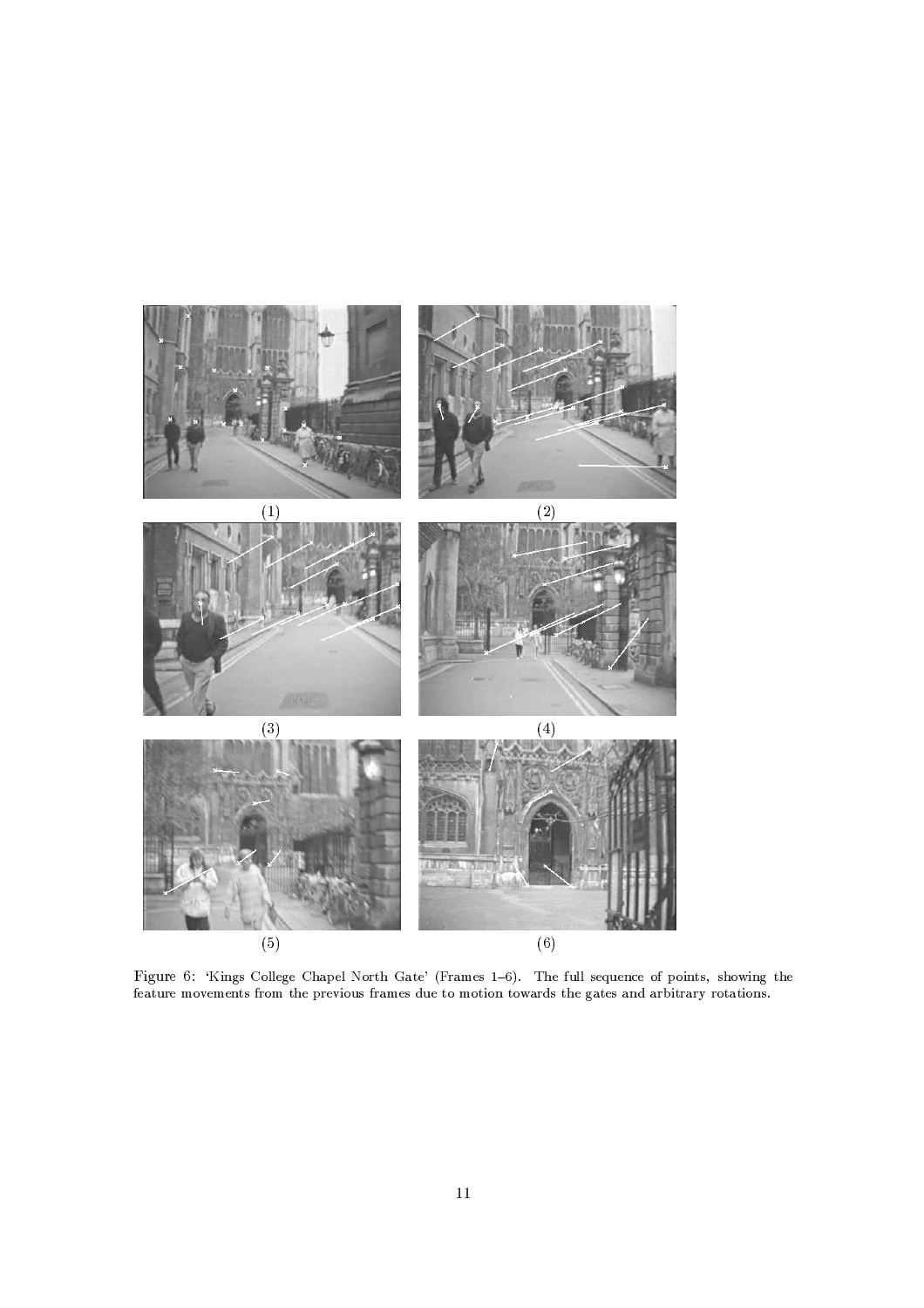(1)

(2)

(3)

(4)

(5)

(6)

Figure 6: 'Kings College Chapel North Gate' (Frames 1–6). The full sequence of points, showing the feature movements from the previous frames due to motion towards the gates and arbitrary rotations.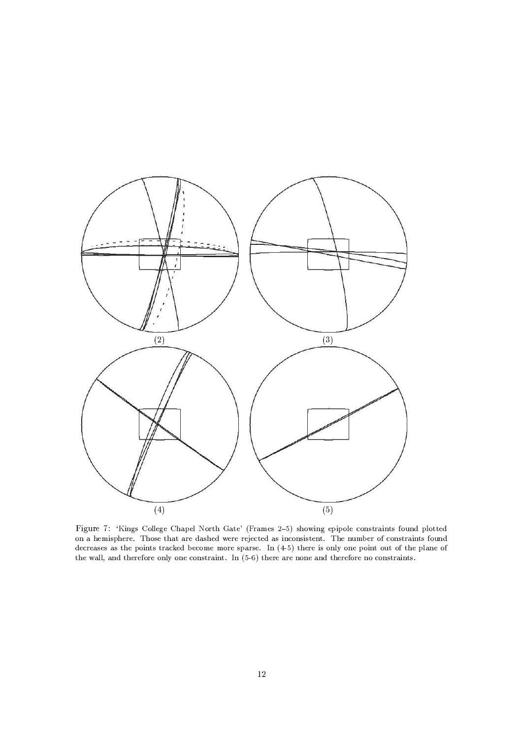(2)

(3)

(4)

(5)

Figure 7: 'Kings College Chapel North Gate' (Frames 2–5) showing epipole constraints found plotted on a hemisphere. Those that are dashed were rejected as inconsistent. The number of constraints found decreases as the points tracked become more sparse. In (4-5) there is only one point out of the plane of the wall, and therefore only one constraint. In (5-6) there are none and therefore no constraints.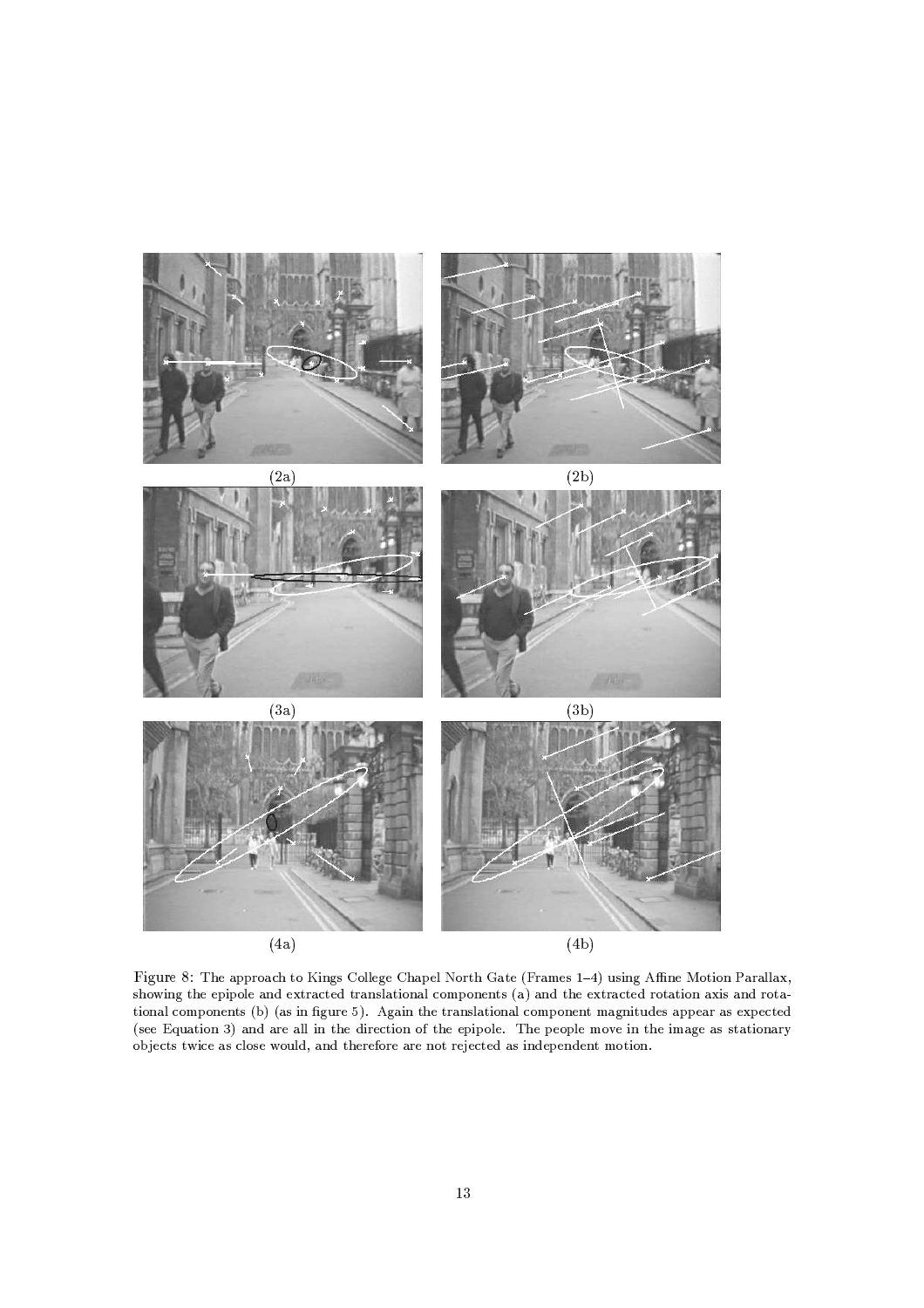(2a)

(2b)

(3a)

(3b)

(4a)

(4b)

Figure 8: The approach to Kings College Chapel North Gate (Frames 1–4) using Affine Motion Parallax, showing the epipole and extracted translational components (a) and the extracted rotation axis and rotational components (b) (as in figure 5). Again the translational component magnitudes appear as expected (see Equation 3) and are all in the direction of the epipole. The people move in the image as stationary objects twice as close would, and therefore are not rejected as independent motion.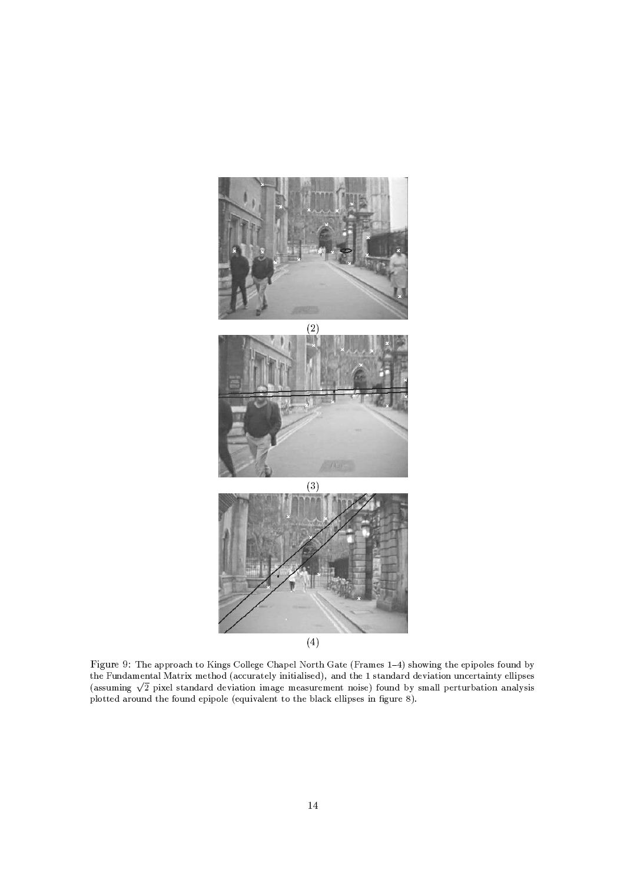(2)

(3)

(4)

Figure 9: The approach to Kings College Chapel North Gate (Frames 1–4) showing the epipoles found by the Fundamental Matrix method (accurately initialised), and the 1 standard deviation uncertainty ellipses (assuming $\sqrt{2}$ pixel standard deviation image measurement noise) found by small perturbation analysis plotted around the found epipole (equivalent to the black ellipses in figure 8).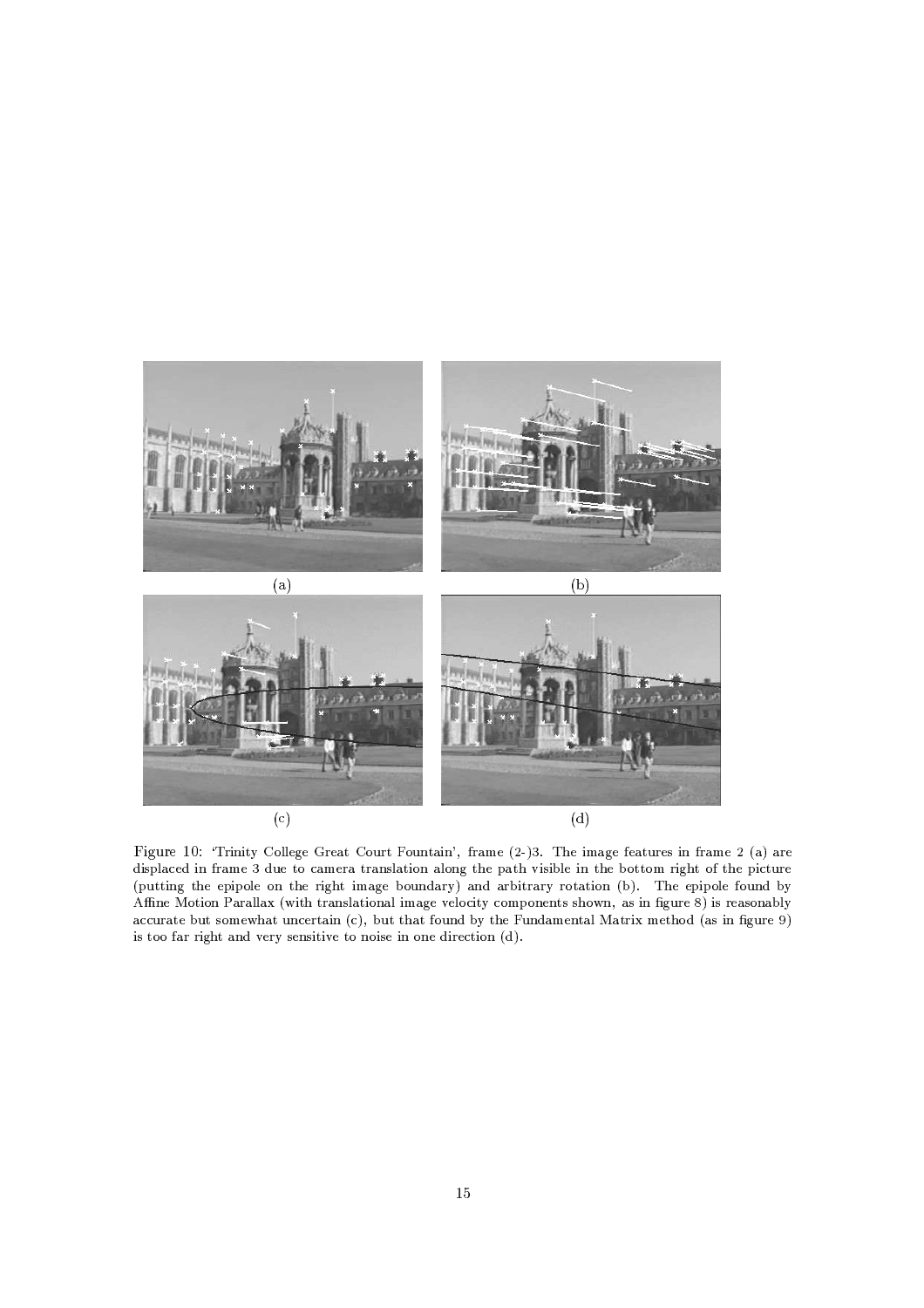(a)

(b)

(c)

(d)

Figure 10: 'Trinity College Great Court Fountain', frame (2-)3. The image features in frame 2 (a) are displaced in frame 3 due to camera translation along the path visible in the bottom right of the picture (putting the epipole on the right image boundary) and arbitrary rotation (b). The epipole found by Affine Motion Parallax (with translational image velocity components shown, as in figure 8) is reasonably accurate but somewhat uncertain (c), but that found by the Fundamental Matrix method (as in figure 9) is too far right and very sensitive to noise in one direction (d).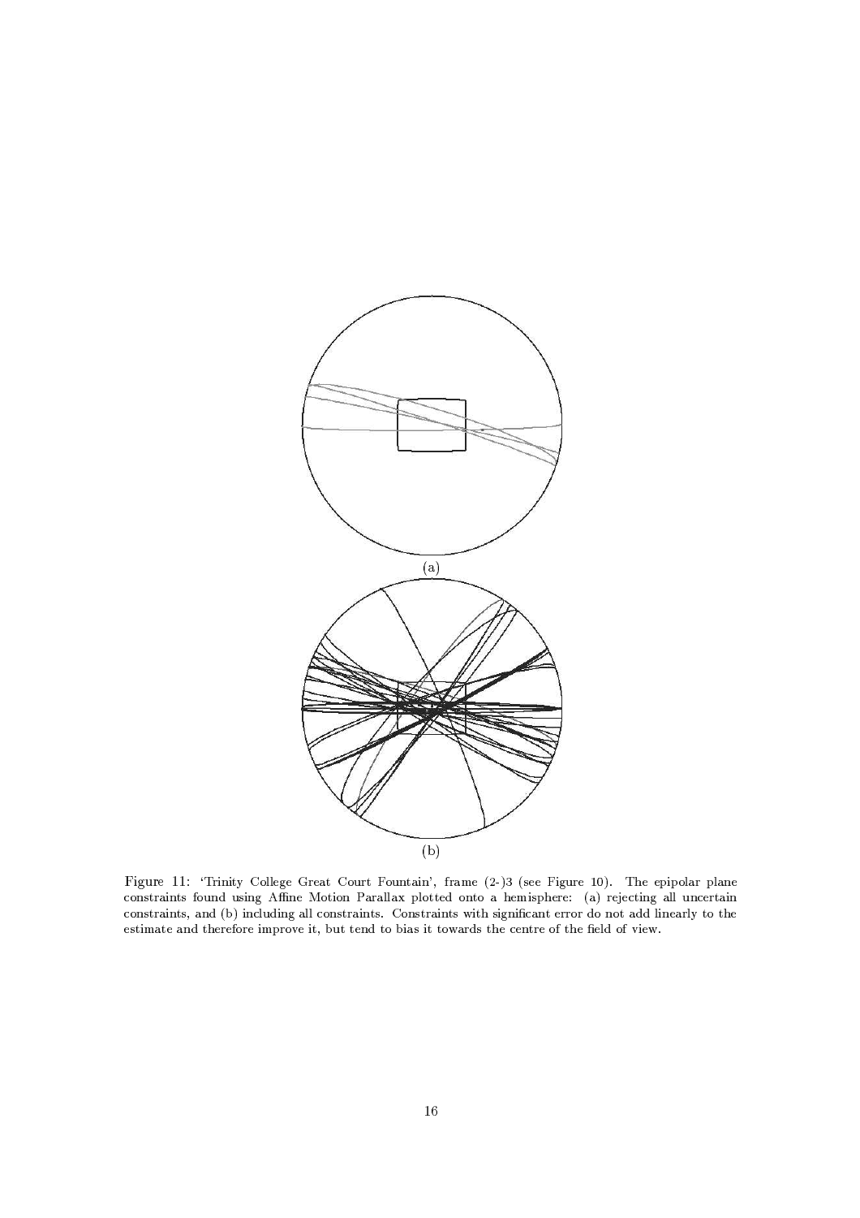(a)

(b)

Figure 11: 'Trinity College Great Court Fountain', frame (2-)3 (see Figure 10). The epipolar plane constraints found using Affine Motion Parallax plotted onto a hemisphere: (a) rejecting all uncertain constraints, and (b) including all constraints. Constraints with significant error do not add linearly to the estimate and therefore improve it, but tend to bias it towards the centre of the field of view.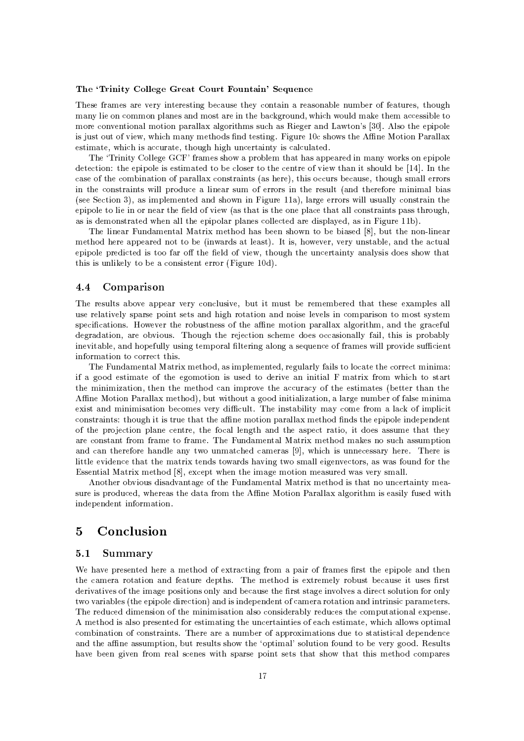**The 'Trinity College Great Court Fountain' Sequence**

These frames are very interesting because they contain a reasonable number of features, though many lie on common planes and most are in the background, which would make them accessible to more conventional motion parallax algorithms such as Rieger and Lawton's [30]. Also the epipole is just out of view, which many methods find testing. Figure 10c shows the Affine Motion Parallax estimate, which is accurate, though high uncertainty is calculated.

The 'Trinity College GCF' frames show a problem that has appeared in many works on epipole detection: the epipole is estimated to be closer to the centre of view than it should be [14]. In the case of the combination of parallax constraints (as here), this occurs because, though small errors in the constraints will produce a linear sum of errors in the result (and therefore minimal bias (see Section 3), as implemented and shown in Figure 11a), large errors will usually constrain the epipole to lie in or near the field of view (as that is the one place that all constraints pass through, as is demonstrated when all the epipolar planes collected are displayed, as in Figure 11b).

The linear Fundamental Matrix method has been shown to be biased [8], but the non-linear method here appeared not to be (inwards at least). It is, however, very unstable, and the actual epipole predicted is too far off the field of view, though the uncertainty analysis does show that this is unlikely to be a consistent error (Figure 10d).

### 4.4 Comparison

The results above appear very conclusive, but it must be remembered that these examples all use relatively sparse point sets and high rotation and noise levels in comparison to most system specifications. However the robustness of the affine motion parallax algorithm, and the graceful degradation, are obvious. Though the rejection scheme does occasionally fail, this is probably inevitable, and hopefully using temporal filtering along a sequence of frames will provide sufficient information to correct this.

The Fundamental Matrix method, as implemented, regularly fails to locate the correct minima: if a good estimate of the egomotion is used to derive an initial F matrix from which to start the minimization, then the method can improve the accuracy of the estimates (better than the Affine Motion Parallax method), but without a good initialization, a large number of false minima exist and minimisation becomes very difficult. The instability may come from a lack of implicit constraints: though it is true that the affine motion parallax method finds the epipole independent of the projection plane centre, the focal length and the aspect ratio, it does assume that they are constant from frame to frame. The Fundamental Matrix method makes no such assumption and can therefore handle any two unmatched cameras [9], which is unnecessary here. There is little evidence that the matrix tends towards having two small eigenvectors, as was found for the Essential Matrix method [8], except when the image motion measured was very small.

Another obvious disadvantage of the Fundamental Matrix method is that no uncertainty measure is produced, whereas the data from the Affine Motion Parallax algorithm is easily fused with independent information.

## 5 Conclusion

### 5.1 Summary

We have presented here a method of extracting from a pair of frames first the epipole and then the camera rotation and feature depths. The method is extremely robust because it uses first derivatives of the image positions only and because the first stage involves a direct solution for only two variables (the epipole direction) and is independent of camera rotation and intrinsic parameters. The reduced dimension of the minimisation also considerably reduces the computational expense. A method is also presented for estimating the uncertainties of each estimate, which allows optimal combination of constraints. There are a number of approximations due to statistical dependence and the affine assumption, but results show the 'optimal' solution found to be very good. Results have been given from real scenes with sparse point sets that show that this method compares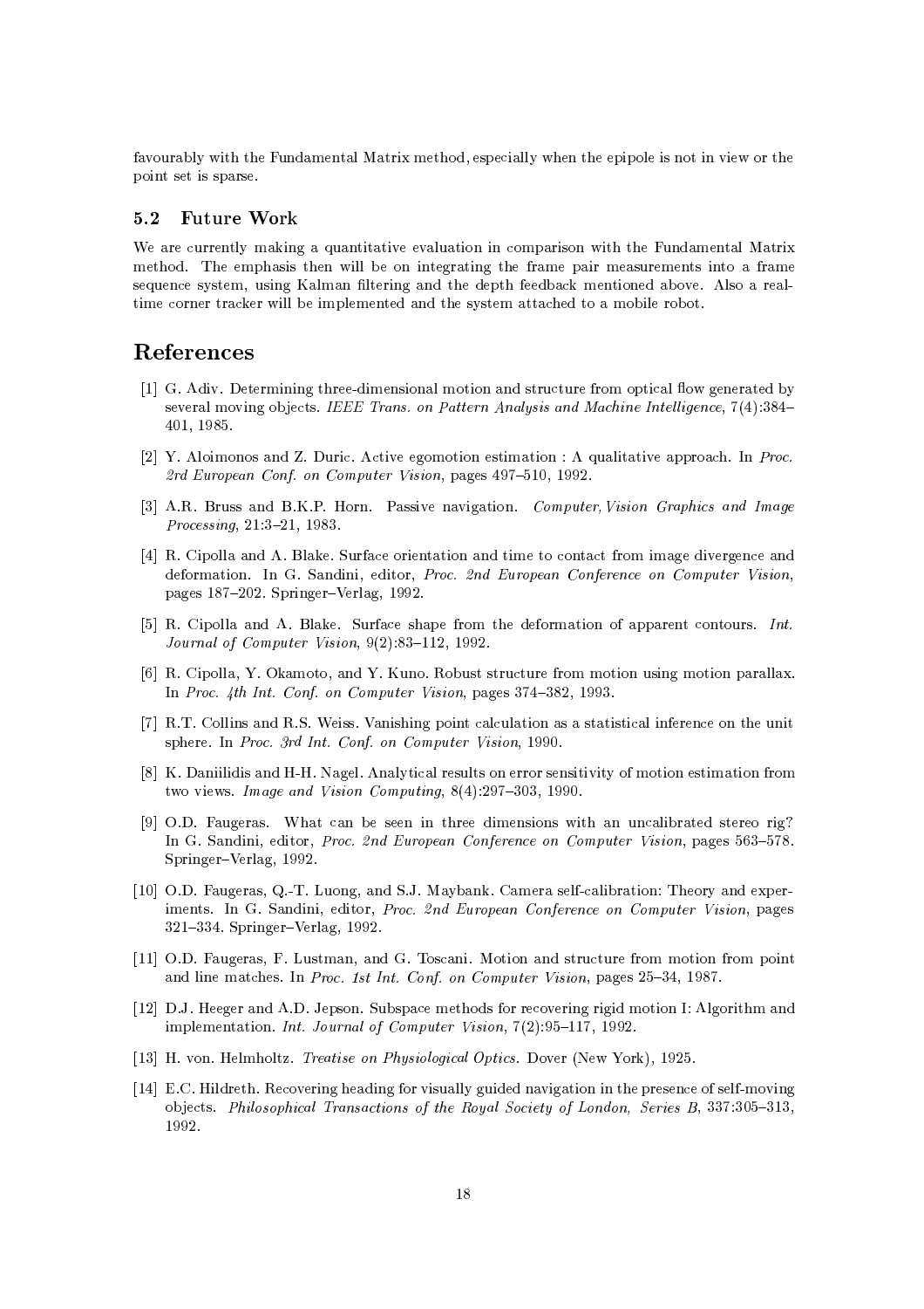favourably with the Fundamental Matrix method, especially when the epipole is not in view or the point set is sparse.

### 5.2 Future Work

We are currently making a quantitative evaluation in comparison with the Fundamental Matrix method. The emphasis then will be on integrating the frame pair measurements into a frame sequence system, using Kalman filtering and the depth feedback mentioned above. Also a real-time corner tracker will be implemented and the system attached to a mobile robot.

## References

[1] G. Adiv. Determining three-dimensional motion and structure from optical flow generated by several moving objects. *IEEE Trans. on Pattern Analysis and Machine Intelligence*, 7(4):384–401, 1985.

[2] Y. Aloimonos and Z. Duric. Active egomotion estimation : A qualitative approach. In *Proc. 2rd European Conf. on Computer Vision*, pages 497–510, 1992.

[3] A.R. Bruss and B.K.P. Horn. Passive navigation. *Computer, Vision Graphics and Image Processing*, 21:3–21, 1983.

[4] R. Cipolla and A. Blake. Surface orientation and time to contact from image divergence and deformation. In G. Sandini, editor, *Proc. 2nd European Conference on Computer Vision*, pages 187–202. Springer–Verlag, 1992.

[5] R. Cipolla and A. Blake. Surface shape from the deformation of apparent contours. *Int. Journal of Computer Vision*, 9(2):83–112, 1992.

[6] R. Cipolla, Y. Okamoto, and Y. Kuno. Robust structure from motion using motion parallax. In *Proc. 4th Int. Conf. on Computer Vision*, pages 374–382, 1993.

[7] R.T. Collins and R.S. Weiss. Vanishing point calculation as a statistical inference on the unit sphere. In *Proc. 3rd Int. Conf. on Computer Vision*, 1990.

[8] K. Daniilidis and H-H. Nagel. Analytical results on error sensitivity of motion estimation from two views. *Image and Vision Computing*, 8(4):297–303, 1990.

[9] O.D. Faugeras. What can be seen in three dimensions with an uncalibrated stereo rig? In G. Sandini, editor, *Proc. 2nd European Conference on Computer Vision*, pages 563–578. Springer–Verlag, 1992.

[10] O.D. Faugeras, Q.-T. Luong, and S.J. Maybank. Camera self-calibration: Theory and experiments. In G. Sandini, editor, *Proc. 2nd European Conference on Computer Vision*, pages 321–334. Springer–Verlag, 1992.

[11] O.D. Faugeras, F. Lustman, and G. Toscani. Motion and structure from motion from point and line matches. In *Proc. 1st Int. Conf. on Computer Vision*, pages 25–34, 1987.

[12] D.J. Heeger and A.D. Jepson. Subspace methods for recovering rigid motion I: Algorithm and implementation. *Int. Journal of Computer Vision*, 7(2):95–117, 1992.

[13] H. von. Helmholtz. *Treatise on Physiological Optics*. Dover (New York), 1925.

[14] E.C. Hildreth. Recovering heading for visually guided navigation in the presence of self-moving objects. *Philosophical Transactions of the Royal Society of London, Series B*, 337:305–313, 1992.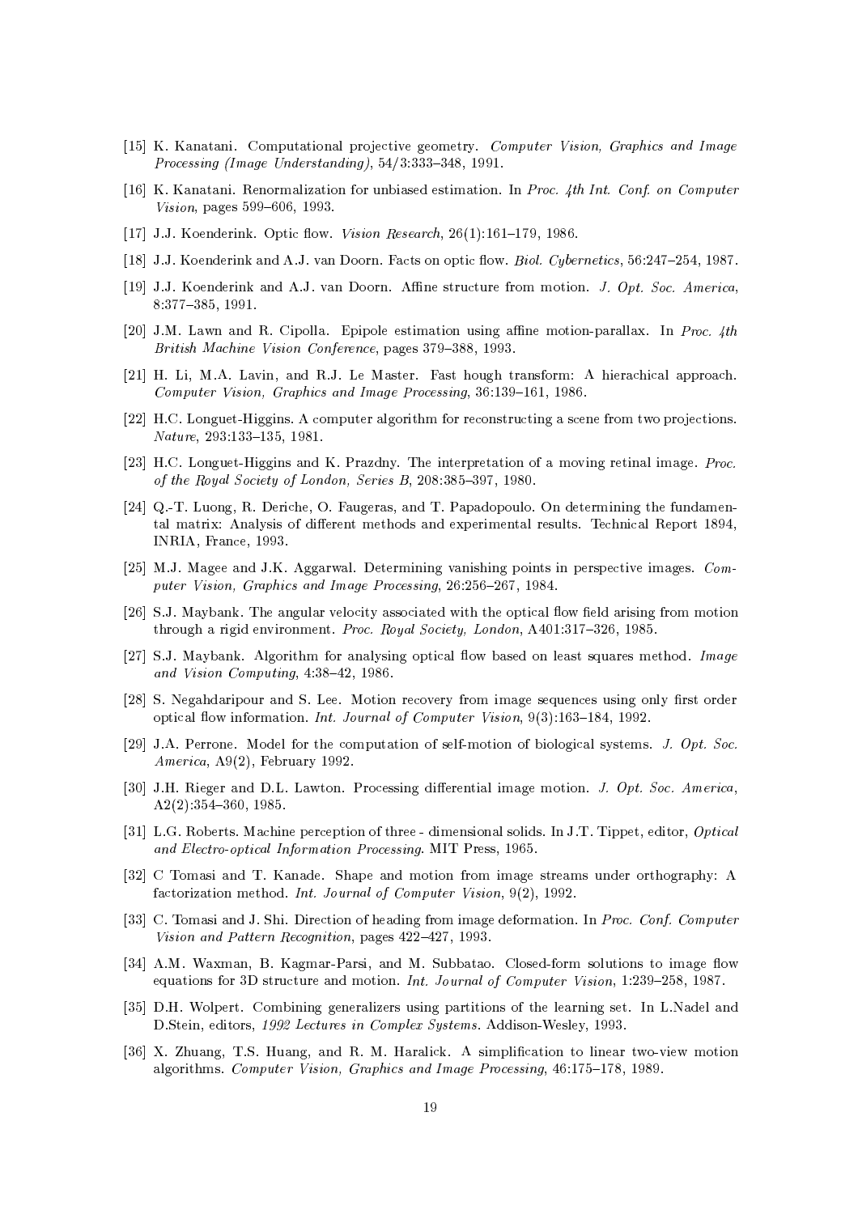[15] K. Kanatani. Computational projective geometry. *Computer Vision, Graphics and Image Processing (Image Understanding)*, 54/3:333–348, 1991.

[16] K. Kanatani. Renormalization for unbiased estimation. In *Proc. 4th Int. Conf. on Computer Vision*, pages 599–606, 1993.

[17] J.J. Koenderink. Optic flow. *Vision Research*, 26(1):161–179, 1986.

[18] J.J. Koenderink and A.J. van Doorn. Facts on optic flow. *Biol. Cybernetics*, 56:247–254, 1987.

[19] J.J. Koenderink and A.J. van Doorn. Affine structure from motion. *J. Opt. Soc. America*, 8:377–385, 1991.

[20] J.M. Lawn and R. Cipolla. Epipole estimation using affine motion-parallax. In *Proc. 4th British Machine Vision Conference*, pages 379–388, 1993.

[21] H. Li, M.A. Lavin, and R.J. Le Master. Fast hough transform: A hierachical approach. *Computer Vision, Graphics and Image Processing*, 36:139–161, 1986.

[22] H.C. Longuet-Higgins. A computer algorithm for reconstructing a scene from two projections. *Nature*, 293:133–135, 1981.

[23] H.C. Longuet-Higgins and K. Prazdny. The interpretation of a moving retinal image. *Proc. of the Royal Society of London, Series B*, 208:385–397, 1980.

[24] Q.-T. Luong, R. Deriche, O. Faugeras, and T. Papadopoulo. On determining the fundamental matrix: Analysis of different methods and experimental results. Technical Report 1894, INRIA, France, 1993.

[25] M.J. Magee and J.K. Aggarwal. Determining vanishing points in perspective images. *Computer Vision, Graphics and Image Processing*, 26:256–267, 1984.

[26] S.J. Maybank. The angular velocity associated with the optical flow field arising from motion through a rigid environment. *Proc. Royal Society, London*, A401:317–326, 1985.

[27] S.J. Maybank. Algorithm for analysing optical flow based on least squares method. *Image and Vision Computing*, 4:38–42, 1986.

[28] S. Negahdaripour and S. Lee. Motion recovery from image sequences using only first order optical flow information. *Int. Journal of Computer Vision*, 9(3):163–184, 1992.

[29] J.A. Perrone. Model for the computation of self-motion of biological systems. *J. Opt. Soc. America*, A9(2), February 1992.

[30] J.H. Rieger and D.L. Lawton. Processing differential image motion. *J. Opt. Soc. America*, A2(2):354–360, 1985.

[31] L.G. Roberts. Machine perception of three - dimensional solids. In J.T. Tippet, editor, *Optical and Electro-optical Information Processing*. MIT Press, 1965.

[32] C Tomasi and T. Kanade. Shape and motion from image streams under orthography: A factorization method. *Int. Journal of Computer Vision*, 9(2), 1992.

[33] C. Tomasi and J. Shi. Direction of heading from image deformation. In *Proc. Conf. Computer Vision and Pattern Recognition*, pages 422–427, 1993.

[34] A.M. Waxman, B. Kagmar-Parsi, and M. Subbatao. Closed-form solutions to image flow equations for 3D structure and motion. *Int. Journal of Computer Vision*, 1:239–258, 1987.

[35] D.H. Wolpert. Combining generalizers using partitions of the learning set. In L.Nadel and D.Stein, editors, *1992 Lectures in Complex Systems*. Addison-Wesley, 1993.

[36] X. Zhuang, T.S. Huang, and R. M. Haralick. A simplification to linear two-view motion algorithms. *Computer Vision, Graphics and Image Processing*, 46:175–178, 1989.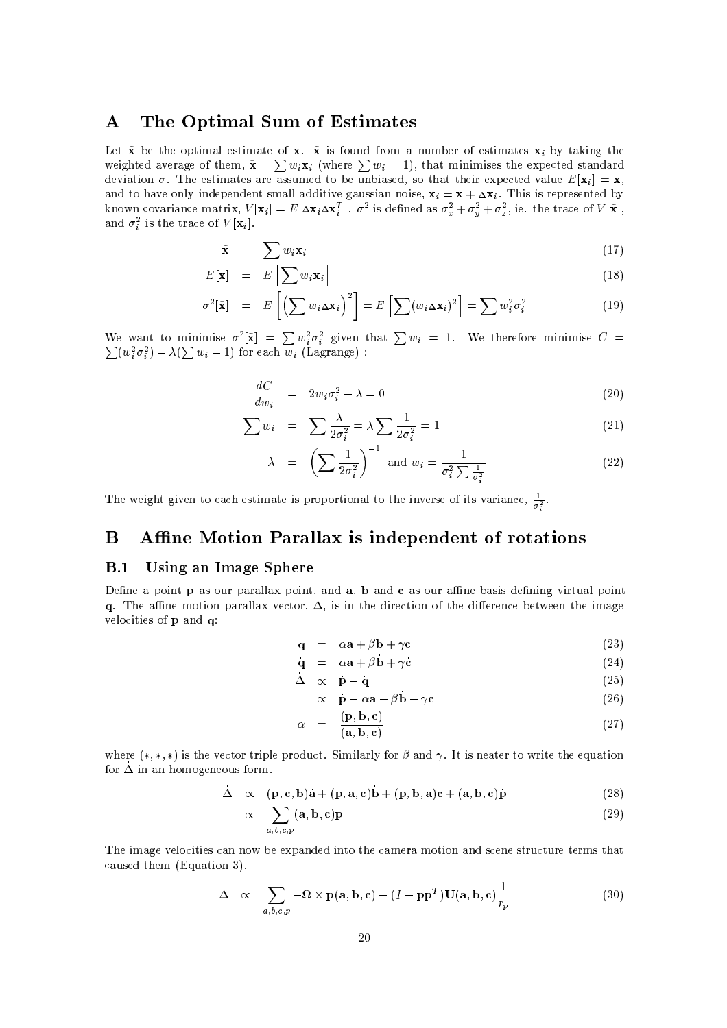# A The Optimal Sum of Estimates

Let $\bar{\mathbf{x}}$ be the optimal estimate of $\mathbf{x}$. $\bar{\mathbf{x}}$ is found from a number of estimates $\mathbf{x}_i$ by taking the weighted average of them, $\bar{\mathbf{x}} = \sum w_i \mathbf{x}_i$ (where $\sum w_i = 1$), that minimises the expected standard deviation $\sigma$. The estimates are assumed to be unbiased, so that their expected value $E[\mathbf{x}_i] = \mathbf{x}$, and to have only independent small additive gaussian noise, $\mathbf{x}_i = \mathbf{x} + \Delta\mathbf{x}_i$. This is represented by known covariance matrix, $V[\mathbf{x}_i] = E[\Delta\mathbf{x}_i \Delta\mathbf{x}_i^T]$. $\sigma^2$ is defined as $\sigma_x^2 + \sigma_y^2 + \sigma_z^2$, ie. the trace of $V[\bar{\mathbf{x}}]$, and $\sigma_i^2$ is the trace of $V[\mathbf{x}_i]$.

$$\bar{\mathbf{x}} = \sum w_i \mathbf{x}_i \tag{17}$$

$$E[\bar{\mathbf{x}}] = E\left[\sum w_i \mathbf{x}_i\right] \tag{18}$$

$$\sigma^2[\bar{\mathbf{x}}] = E\left[\left(\sum w_i \Delta\mathbf{x}_i\right)^2\right] = E\left[\sum (w_i \Delta\mathbf{x}_i)^2\right] = \sum w_i^2 \sigma_i^2 \tag{19}$$

We want to minimise $\sigma^2[\bar{\mathbf{x}}] = \sum w_i^2 \sigma_i^2$ given that $\sum w_i = 1$. We therefore minimise $C = \sum (w_i^2 \sigma_i^2) - \lambda(\sum w_i - 1)$ for each $w_i$ (Lagrange) :

$$\frac{dC}{dw_i} = 2 w_i \sigma_i^2 - \lambda = 0 \tag{20}$$

$$\sum w_i = \sum \frac{\lambda}{2\sigma_i^2} = \lambda \sum \frac{1}{2\sigma_i^2} = 1 \tag{21}$$

$$\lambda = \left(\sum \frac{1}{2\sigma_i^2}\right)^{-1} \text{ and } w_i = \frac{1}{\sigma_i^2 \sum \frac{1}{\sigma_i^2}} \tag{22}$$

The weight given to each estimate is proportional to the inverse of its variance, $\frac{1}{\sigma_i^2}$.

# B Affine Motion Parallax is independent of rotations

## B.1 Using an Image Sphere

Define a point $\mathbf{p}$ as our parallax point, and $\mathbf{a}$, $\mathbf{b}$ and $\mathbf{c}$ as our affine basis defining virtual point $\mathbf{q}$. The affine motion parallax vector, $\dot{\Delta}$, is in the direction of the difference between the image velocities of $\mathbf{p}$ and $\mathbf{q}$:

$$\mathbf{q} = \alpha\mathbf{a} + \beta\mathbf{b} + \gamma\mathbf{c} \tag{23}$$

$$\dot{\mathbf{q}} = \alpha\dot{\mathbf{a}} + \beta\dot{\mathbf{b}} + \gamma\dot{\mathbf{c}} \tag{24}$$

$$\dot{\Delta} \propto \dot{\mathbf{p}} - \dot{\mathbf{q}} \tag{25}$$

$$\propto \dot{\mathbf{p}} - \alpha\dot{\mathbf{a}} - \beta\dot{\mathbf{b}} - \gamma\dot{\mathbf{c}} \tag{26}$$

$$\alpha = \frac{(\mathbf{p}, \mathbf{b}, \mathbf{c})}{(\mathbf{a}, \mathbf{b}, \mathbf{c})} \tag{27}$$

where $(*, *, *)$ is the vector triple product. Similarly for $\beta$ and $\gamma$. It is neater to write the equation for $\dot{\Delta}$ in an homogeneous form.

$$\dot{\Delta} \propto (\mathbf{p}, \mathbf{c}, \mathbf{b})\dot{\mathbf{a}} + (\mathbf{p}, \mathbf{a}, \mathbf{c})\dot{\mathbf{b}} + (\mathbf{p}, \mathbf{b}, \mathbf{a})\dot{\mathbf{c}} + (\mathbf{a}, \mathbf{b}, \mathbf{c})\dot{\mathbf{p}} \tag{28}$$

$$\propto \sum_{a,b,c,p} (\mathbf{a}, \mathbf{b}, \mathbf{c})\dot{\mathbf{p}} \tag{29}$$

The image velocities can now be expanded into the camera motion and scene structure terms that caused them (Equation 3).

$$\dot{\Delta} \propto \sum_{a,b,c,p} -\mathbf{\Omega} \times \mathbf{p}(\mathbf{a}, \mathbf{b}, \mathbf{c}) - (I - \mathbf{p}\mathbf{p}^T)\mathbf{U}(\mathbf{a}, \mathbf{b}, \mathbf{c})\frac{1}{r_p} \tag{30}$$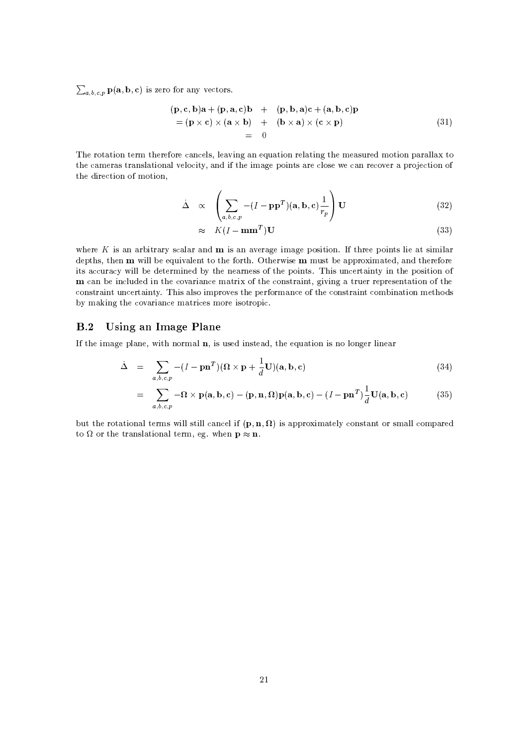$\sum_{a,b,c,p} \mathbf{p}(\mathbf{a}, \mathbf{b}, \mathbf{c})$ is zero for any vectors.

$$
\begin{aligned}
(\mathbf{p}, \mathbf{c}, \mathbf{b})\mathbf{a} + (\mathbf{p}, \mathbf{a}, \mathbf{c})\mathbf{b} \quad &+ \quad (\mathbf{p}, \mathbf{b}, \mathbf{a})\mathbf{c} + (\mathbf{a}, \mathbf{b}, \mathbf{c})\mathbf{p} \\
= (\mathbf{p} \times \mathbf{c}) \times (\mathbf{a} \times \mathbf{b}) \quad &+ \quad (\mathbf{b} \times \mathbf{a}) \times (\mathbf{c} \times \mathbf{p}) \\
&= \quad 0
\end{aligned}
\tag{31}
$$

The rotation term therefore cancels, leaving an equation relating the measured motion parallax to the cameras translational velocity, and if the image points are close we can recover a projection of the direction of motion,

$$
\begin{aligned}
\dot{\Delta} \quad &\propto \quad \left( \sum_{a,b,c,p} -(I - \mathbf{p}\mathbf{p}^T)(\mathbf{a}, \mathbf{b}, \mathbf{c}) \frac{1}{r_p} \right) \mathbf{U} & (32) \\
&\approx \quad K(I - \mathbf{m}\mathbf{m}^T)\mathbf{U} & (33)
\end{aligned}
$$

where $K$ is an arbitrary scalar and $\mathbf{m}$ is an average image position. If three points lie at similar depths, then $\mathbf{m}$ will be equivalent to the forth. Otherwise $\mathbf{m}$ must be approximated, and therefore its accuracy will be determined by the nearness of the points. This uncertainty in the position of $\mathbf{m}$ can be included in the covariance matrix of the constraint, giving a truer representation of the constraint uncertainty. This also improves the performance of the constraint combination methods by making the covariance matrices more isotropic.

## B.2 Using an Image Plane

If the image plane, with normal $\mathbf{n}$, is used instead, the equation is no longer linear

$$
\begin{aligned}
\dot{\Delta} \quad &= \quad \sum_{a,b,c,p} -(I - \mathbf{p}\mathbf{n}^T)(\mathbf{\Omega} \times \mathbf{p} + \frac{1}{d}\mathbf{U})(\mathbf{a}, \mathbf{b}, \mathbf{c}) & (34) \\
&= \quad \sum_{a,b,c,p} -\mathbf{\Omega} \times \mathbf{p}(\mathbf{a}, \mathbf{b}, \mathbf{c}) - (\mathbf{p}, \mathbf{n}, \mathbf{\Omega})\mathbf{p}(\mathbf{a}, \mathbf{b}, \mathbf{c}) - (I - \mathbf{p}\mathbf{n}^T)\frac{1}{d}\mathbf{U}(\mathbf{a}, \mathbf{b}, \mathbf{c}) & (35)
\end{aligned}
$$

but the rotational terms will still cancel if $(\mathbf{p}, \mathbf{n}, \mathbf{\Omega})$ is approximately constant or small compared to $\Omega$ or the translational term, eg. when $\mathbf{p} \approx \mathbf{n}$.